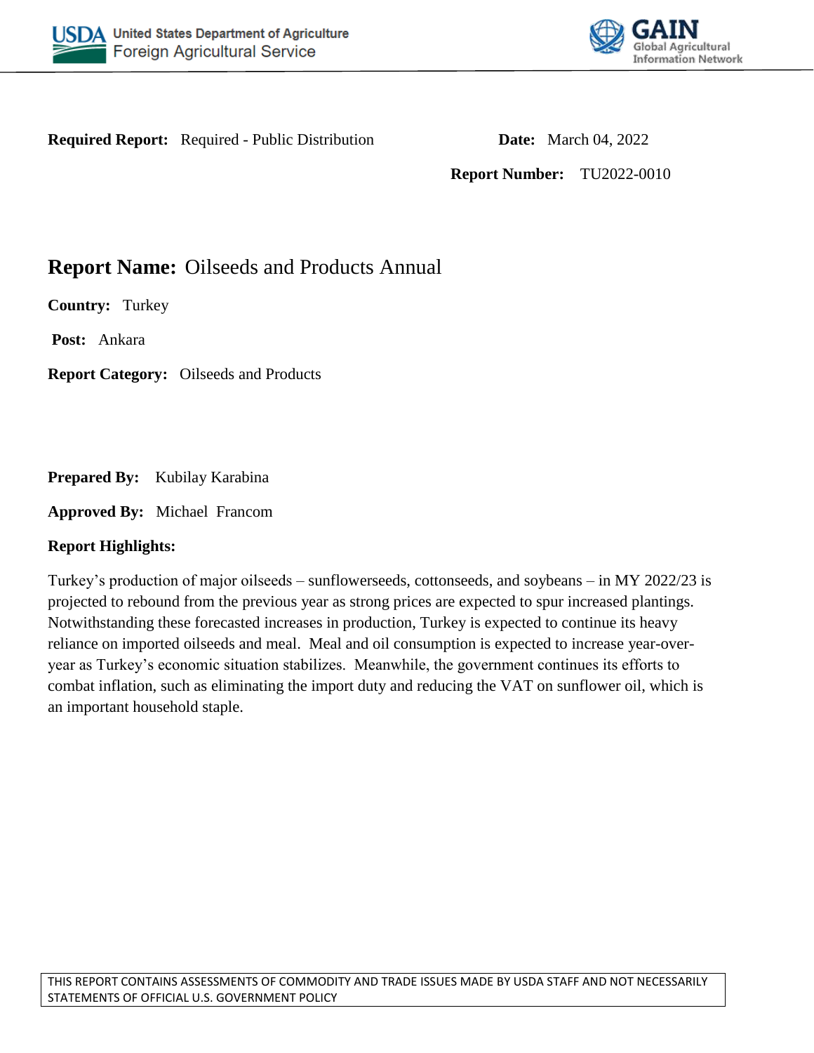USDA United States Department of Agriculture
Foreign Agricultural Service

GAIN Global Agricultural Information Network

**Required Report:** Required - Public Distribution

**Date:** March 04, 2022

**Report Number:** TU2022-0010

# Report Name: Oilseeds and Products Annual

**Country:** Turkey

**Post:** Ankara

**Report Category:** Oilseeds and Products

**Prepared By:** Kubilay Karabina

**Approved By:** Michael Francom

**Report Highlights:**

Turkey's production of major oilseeds – sunflowerseeds, cottonseeds, and soybeans – in MY 2022/23 is projected to rebound from the previous year as strong prices are expected to spur increased plantings. Notwithstanding these forecasted increases in production, Turkey is expected to continue its heavy reliance on imported oilseeds and meal. Meal and oil consumption is expected to increase year-over-year as Turkey's economic situation stabilizes. Meanwhile, the government continues its efforts to combat inflation, such as eliminating the import duty and reducing the VAT on sunflower oil, which is an important household staple.

THIS REPORT CONTAINS ASSESSMENTS OF COMMODITY AND TRADE ISSUES MADE BY USDA STAFF AND NOT NECESSARILY STATEMENTS OF OFFICIAL U.S. GOVERNMENT POLICY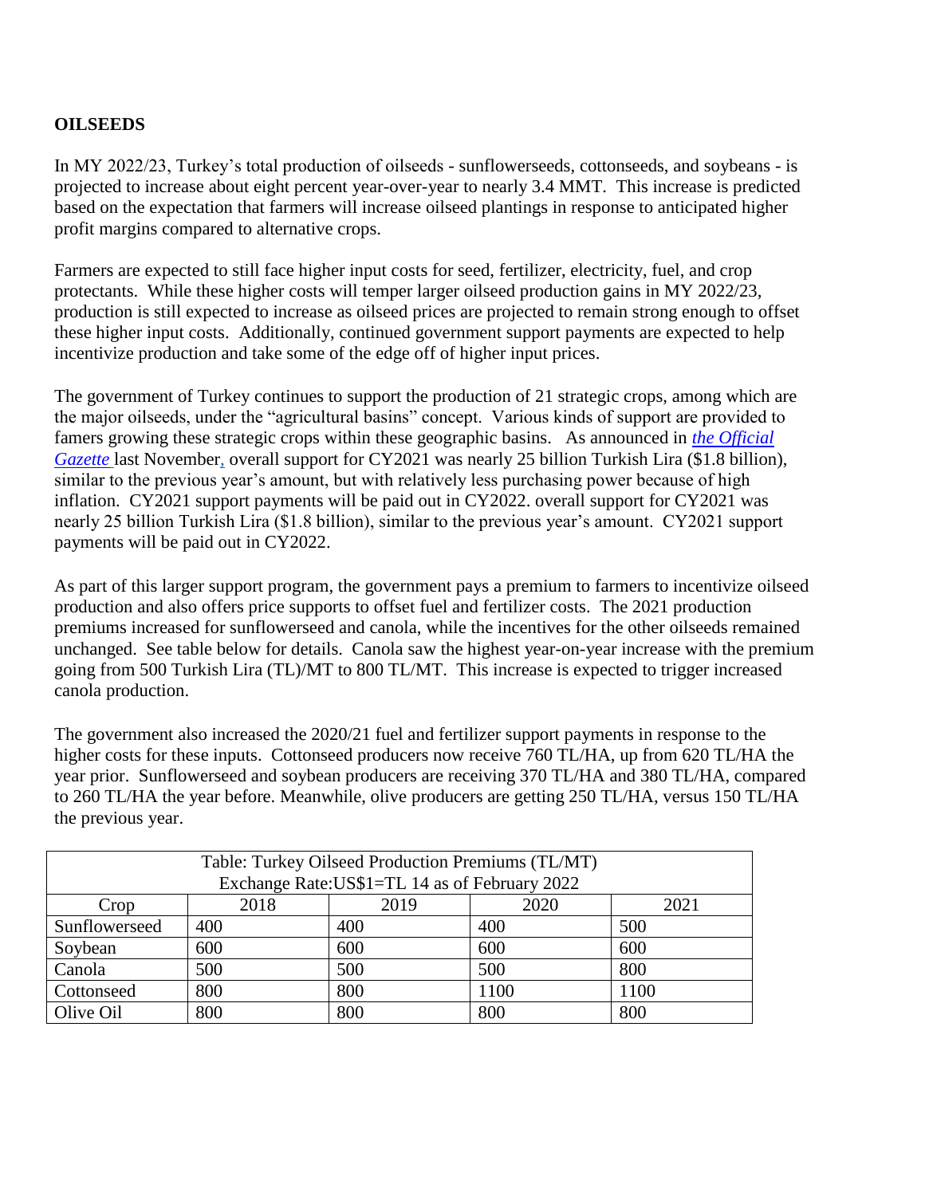## OILSEEDS

In MY 2022/23, Turkey's total production of oilseeds - sunflowerseeds, cottonseeds, and soybeans - is projected to increase about eight percent year-over-year to nearly 3.4 MMT. This increase is predicted based on the expectation that farmers will increase oilseed plantings in response to anticipated higher profit margins compared to alternative crops.

Farmers are expected to still face higher input costs for seed, fertilizer, electricity, fuel, and crop protectants. While these higher costs will temper larger oilseed production gains in MY 2022/23, production is still expected to increase as oilseed prices are projected to remain strong enough to offset these higher input costs. Additionally, continued government support payments are expected to help incentivize production and take some of the edge off of higher input prices.

The government of Turkey continues to support the production of 21 strategic crops, among which are the major oilseeds, under the "agricultural basins" concept. Various kinds of support are provided to famers growing these strategic crops within these geographic basins. As announced in *the Official Gazette* last November, overall support for CY2021 was nearly 25 billion Turkish Lira ($1.8 billion), similar to the previous year's amount, but with relatively less purchasing power because of high inflation. CY2021 support payments will be paid out in CY2022. overall support for CY2021 was nearly 25 billion Turkish Lira ($1.8 billion), similar to the previous year's amount. CY2021 support payments will be paid out in CY2022.

As part of this larger support program, the government pays a premium to farmers to incentivize oilseed production and also offers price supports to offset fuel and fertilizer costs. The 2021 production premiums increased for sunflowerseed and canola, while the incentives for the other oilseeds remained unchanged. See table below for details. Canola saw the highest year-on-year increase with the premium going from 500 Turkish Lira (TL)/MT to 800 TL/MT. This increase is expected to trigger increased canola production.

The government also increased the 2020/21 fuel and fertilizer support payments in response to the higher costs for these inputs. Cottonseed producers now receive 760 TL/HA, up from 620 TL/HA the year prior. Sunflowerseed and soybean producers are receiving 370 TL/HA and 380 TL/HA, compared to 260 TL/HA the year before. Meanwhile, olive producers are getting 250 TL/HA, versus 150 TL/HA the previous year.

| Table: Turkey Oilseed Production Premiums (TL/MT) Exchange Rate:US$1=TL 14 as of February 2022 | | | | |
|---|---|---|---|---|
| Crop | 2018 | 2019 | 2020 | 2021 |
| Sunflowerseed | 400 | 400 | 400 | 500 |
| Soybean | 600 | 600 | 600 | 600 |
| Canola | 500 | 500 | 500 | 800 |
| Cottonseed | 800 | 800 | 1100 | 1100 |
| Olive Oil | 800 | 800 | 800 | 800 |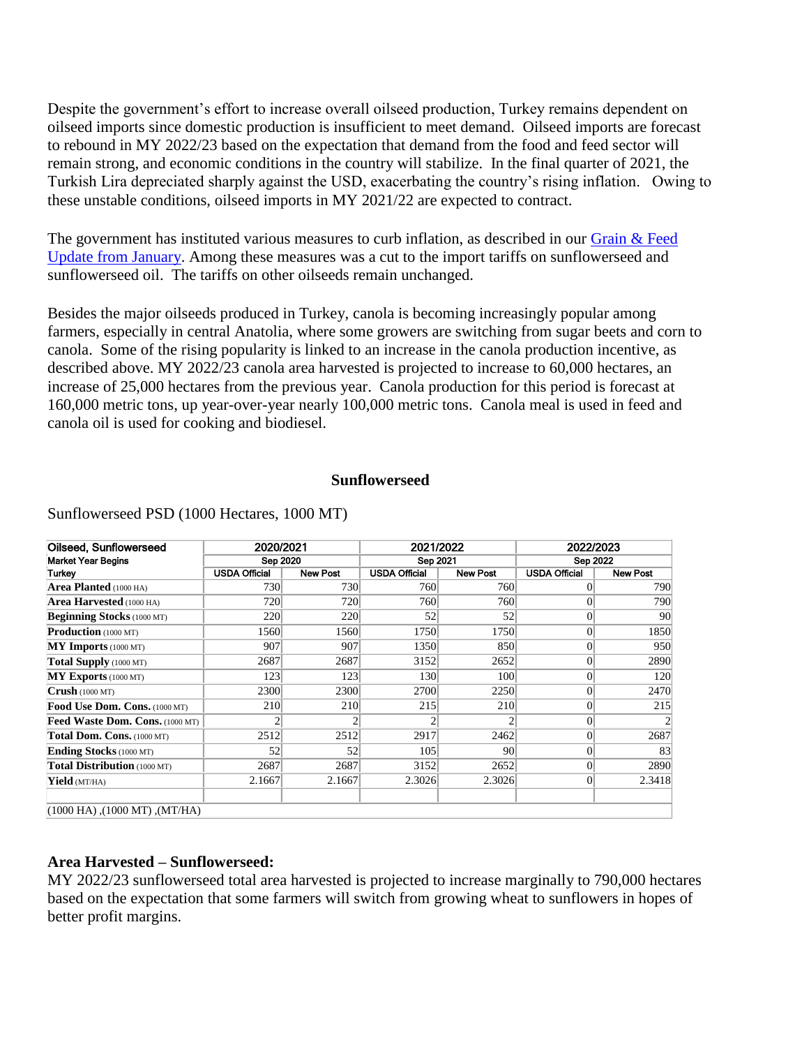Despite the government's effort to increase overall oilseed production, Turkey remains dependent on oilseed imports since domestic production is insufficient to meet demand. Oilseed imports are forecast to rebound in MY 2022/23 based on the expectation that demand from the food and feed sector will remain strong, and economic conditions in the country will stabilize. In the final quarter of 2021, the Turkish Lira depreciated sharply against the USD, exacerbating the country's rising inflation. Owing to these unstable conditions, oilseed imports in MY 2021/22 are expected to contract.

The government has instituted various measures to curb inflation, as described in our Grain & Feed Update from January. Among these measures was a cut to the import tariffs on sunflowerseed and sunflowerseed oil. The tariffs on other oilseeds remain unchanged.

Besides the major oilseeds produced in Turkey, canola is becoming increasingly popular among farmers, especially in central Anatolia, where some growers are switching from sugar beets and corn to canola. Some of the rising popularity is linked to an increase in the canola production incentive, as described above. MY 2022/23 canola area harvested is projected to increase to 60,000 hectares, an increase of 25,000 hectares from the previous year. Canola production for this period is forecast at 160,000 metric tons, up year-over-year nearly 100,000 metric tons. Canola meal is used in feed and canola oil is used for cooking and biodiesel.

## Sunflowerseed

Sunflowerseed PSD (1000 Hectares, 1000 MT)

| Oilseed, Sunflowerseed | 2020/2021 | | 2021/2022 | | 2022/2023 | |
|---|---|---|---|---|---|---|
| Market Year Begins | Sep 2020 | | Sep 2021 | | Sep 2022 | |
| Turkey | USDA Official | New Post | USDA Official | New Post | USDA Official | New Post |
| **Area Planted** (1000 HA) | 730 | 730 | 760 | 760 | 0 | 790 |
| **Area Harvested** (1000 HA) | 720 | 720 | 760 | 760 | 0 | 790 |
| **Beginning Stocks** (1000 MT) | 220 | 220 | 52 | 52 | 0 | 90 |
| **Production** (1000 MT) | 1560 | 1560 | 1750 | 1750 | 0 | 1850 |
| **MY Imports** (1000 MT) | 907 | 907 | 1350 | 850 | 0 | 950 |
| **Total Supply** (1000 MT) | 2687 | 2687 | 3152 | 2652 | 0 | 2890 |
| **MY Exports** (1000 MT) | 123 | 123 | 130 | 100 | 0 | 120 |
| **Crush** (1000 MT) | 2300 | 2300 | 2700 | 2250 | 0 | 2470 |
| **Food Use Dom. Cons.** (1000 MT) | 210 | 210 | 215 | 210 | 0 | 215 |
| **Feed Waste Dom. Cons.** (1000 MT) | 2 | 2 | 2 | 2 | 0 | 2 |
| **Total Dom. Cons.** (1000 MT) | 2512 | 2512 | 2917 | 2462 | 0 | 2687 |
| **Ending Stocks** (1000 MT) | 52 | 52 | 105 | 90 | 0 | 83 |
| **Total Distribution** (1000 MT) | 2687 | 2687 | 3152 | 2652 | 0 | 2890 |
| **Yield** (MT/HA) | 2.1667 | 2.1667 | 2.3026 | 2.3026 | 0 | 2.3418 |
| | | | | | | |
| (1000 HA) ,(1000 MT) ,(MT/HA) | | | | | | |

**Area Harvested – Sunflowerseed:**
MY 2022/23 sunflowerseed total area harvested is projected to increase marginally to 790,000 hectares based on the expectation that some farmers will switch from growing wheat to sunflowers in hopes of better profit margins.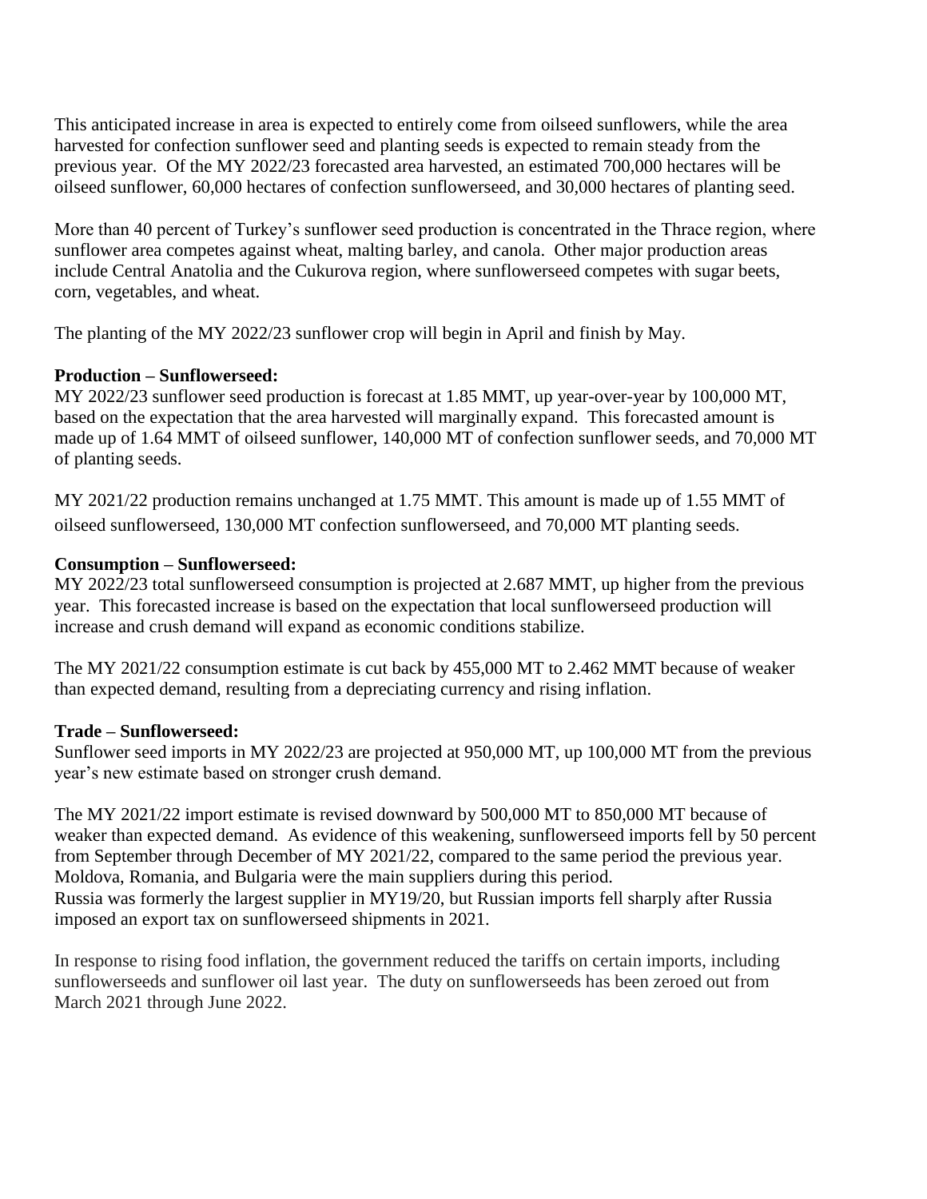This anticipated increase in area is expected to entirely come from oilseed sunflowers, while the area harvested for confection sunflower seed and planting seeds is expected to remain steady from the previous year. Of the MY 2022/23 forecasted area harvested, an estimated 700,000 hectares will be oilseed sunflower, 60,000 hectares of confection sunflowerseed, and 30,000 hectares of planting seed.

More than 40 percent of Turkey's sunflower seed production is concentrated in the Thrace region, where sunflower area competes against wheat, malting barley, and canola. Other major production areas include Central Anatolia and the Cukurova region, where sunflowerseed competes with sugar beets, corn, vegetables, and wheat.

The planting of the MY 2022/23 sunflower crop will begin in April and finish by May.

**Production – Sunflowerseed:**

MY 2022/23 sunflower seed production is forecast at 1.85 MMT, up year-over-year by 100,000 MT, based on the expectation that the area harvested will marginally expand. This forecasted amount is made up of 1.64 MMT of oilseed sunflower, 140,000 MT of confection sunflower seeds, and 70,000 MT of planting seeds.

MY 2021/22 production remains unchanged at 1.75 MMT. This amount is made up of 1.55 MMT of oilseed sunflowerseed, 130,000 MT confection sunflowerseed, and 70,000 MT planting seeds.

**Consumption – Sunflowerseed:**

MY 2022/23 total sunflowerseed consumption is projected at 2.687 MMT, up higher from the previous year. This forecasted increase is based on the expectation that local sunflowerseed production will increase and crush demand will expand as economic conditions stabilize.

The MY 2021/22 consumption estimate is cut back by 455,000 MT to 2.462 MMT because of weaker than expected demand, resulting from a depreciating currency and rising inflation.

**Trade – Sunflowerseed:**

Sunflower seed imports in MY 2022/23 are projected at 950,000 MT, up 100,000 MT from the previous year's new estimate based on stronger crush demand.

The MY 2021/22 import estimate is revised downward by 500,000 MT to 850,000 MT because of weaker than expected demand. As evidence of this weakening, sunflowerseed imports fell by 50 percent from September through December of MY 2021/22, compared to the same period the previous year. Moldova, Romania, and Bulgaria were the main suppliers during this period.
Russia was formerly the largest supplier in MY19/20, but Russian imports fell sharply after Russia imposed an export tax on sunflowerseed shipments in 2021.

In response to rising food inflation, the government reduced the tariffs on certain imports, including sunflowerseeds and sunflower oil last year. The duty on sunflowerseeds has been zeroed out from March 2021 through June 2022.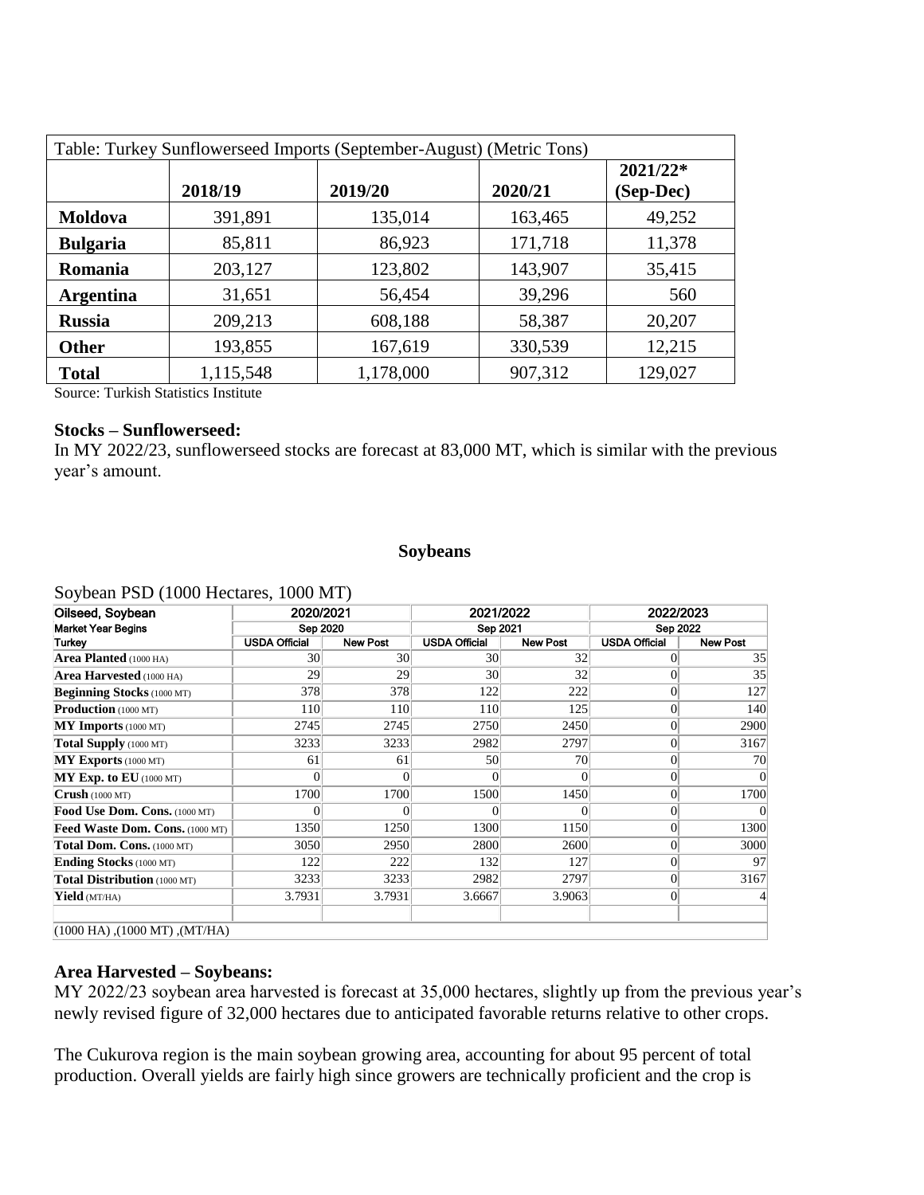| Table: Turkey Sunflowerseed Imports (September-August) (Metric Tons) | | | | |
|---|---|---|---|---|
| | **2018/19** | **2019/20** | **2020/21** | **2021/22* (Sep-Dec)** |
| **Moldova** | 391,891 | 135,014 | 163,465 | 49,252 |
| **Bulgaria** | 85,811 | 86,923 | 171,718 | 11,378 |
| **Romania** | 203,127 | 123,802 | 143,907 | 35,415 |
| **Argentina** | 31,651 | 56,454 | 39,296 | 560 |
| **Russia** | 209,213 | 608,188 | 58,387 | 20,207 |
| **Other** | 193,855 | 167,619 | 330,539 | 12,215 |
| **Total** | 1,115,548 | 1,178,000 | 907,312 | 129,027 |

Source: Turkish Statistics Institute

**Stocks – Sunflowerseed:**

In MY 2022/23, sunflowerseed stocks are forecast at 83,000 MT, which is similar with the previous year's amount.

## Soybeans

Soybean PSD (1000 Hectares, 1000 MT)

| Oilseed, Soybean | 2020/2021 | | 2021/2022 | | 2022/2023 | |
|---|---|---|---|---|---|---|
| Market Year Begins | Sep 2020 | | Sep 2021 | | Sep 2022 | |
| Turkey | USDA Official | New Post | USDA Official | New Post | USDA Official | New Post |
| **Area Planted** (1000 HA) | 30 | 30 | 30 | 32 | 0 | 35 |
| **Area Harvested** (1000 HA) | 29 | 29 | 30 | 32 | 0 | 35 |
| **Beginning Stocks** (1000 MT) | 378 | 378 | 122 | 222 | 0 | 127 |
| **Production** (1000 MT) | 110 | 110 | 110 | 125 | 0 | 140 |
| **MY Imports** (1000 MT) | 2745 | 2745 | 2750 | 2450 | 0 | 2900 |
| **Total Supply** (1000 MT) | 3233 | 3233 | 2982 | 2797 | 0 | 3167 |
| **MY Exports** (1000 MT) | 61 | 61 | 50 | 70 | 0 | 70 |
| **MY Exp. to EU** (1000 MT) | 0 | 0 | 0 | 0 | 0 | 0 |
| **Crush** (1000 MT) | 1700 | 1700 | 1500 | 1450 | 0 | 1700 |
| **Food Use Dom. Cons.** (1000 MT) | 0 | 0 | 0 | 0 | 0 | 0 |
| **Feed Waste Dom. Cons.** (1000 MT) | 1350 | 1250 | 1300 | 1150 | 0 | 1300 |
| **Total Dom. Cons.** (1000 MT) | 3050 | 2950 | 2800 | 2600 | 0 | 3000 |
| **Ending Stocks** (1000 MT) | 122 | 222 | 132 | 127 | 0 | 97 |
| **Total Distribution** (1000 MT) | 3233 | 3233 | 2982 | 2797 | 0 | 3167 |
| **Yield** (MT/HA) | 3.7931 | 3.7931 | 3.6667 | 3.9063 | 0 | 4 |

(1000 HA) ,(1000 MT) ,(MT/HA)

**Area Harvested – Soybeans:**

MY 2022/23 soybean area harvested is forecast at 35,000 hectares, slightly up from the previous year's newly revised figure of 32,000 hectares due to anticipated favorable returns relative to other crops.

The Cukurova region is the main soybean growing area, accounting for about 95 percent of total production. Overall yields are fairly high since growers are technically proficient and the crop is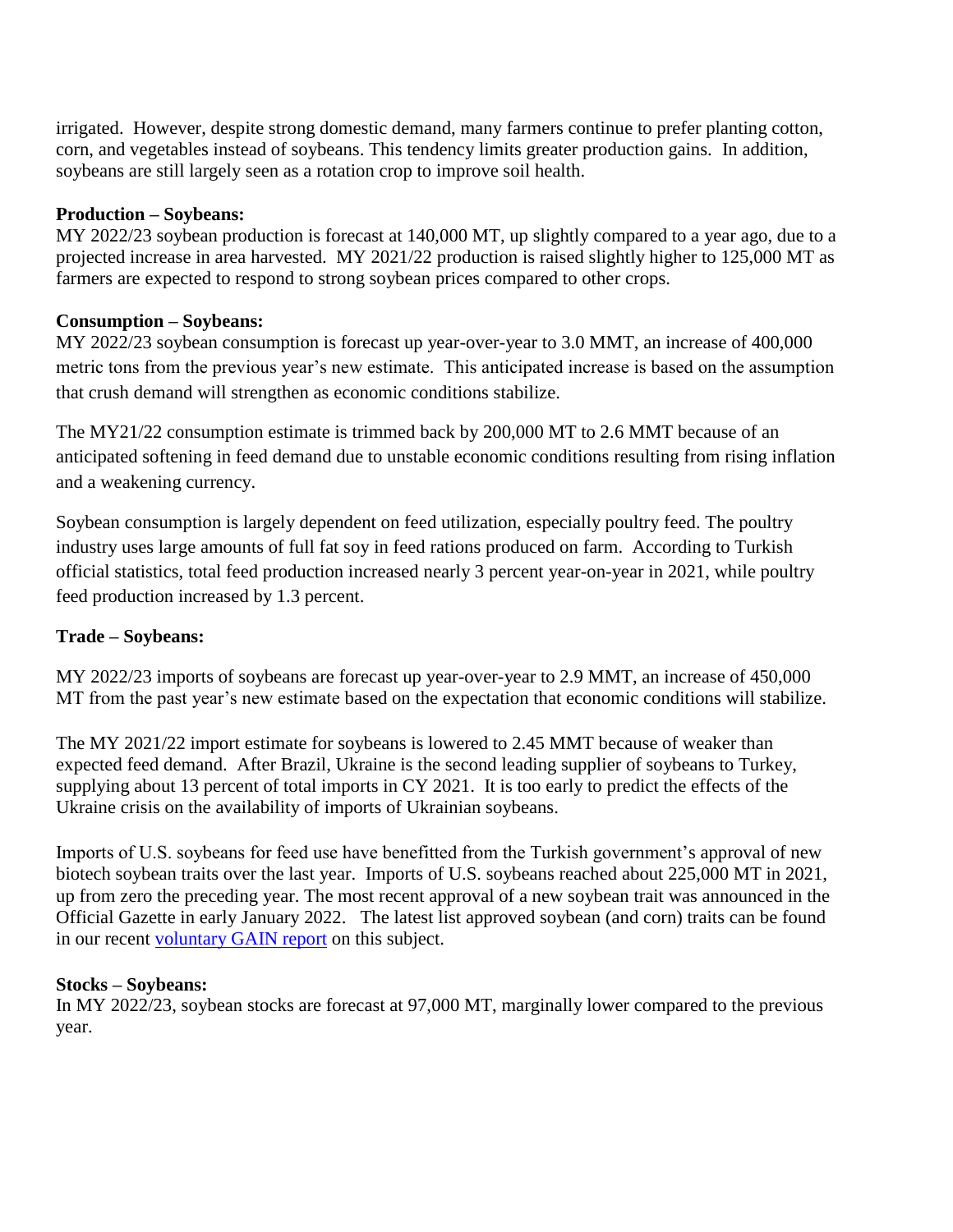irrigated. However, despite strong domestic demand, many farmers continue to prefer planting cotton, corn, and vegetables instead of soybeans. This tendency limits greater production gains. In addition, soybeans are still largely seen as a rotation crop to improve soil health.

**Production – Soybeans:**
MY 2022/23 soybean production is forecast at 140,000 MT, up slightly compared to a year ago, due to a projected increase in area harvested. MY 2021/22 production is raised slightly higher to 125,000 MT as farmers are expected to respond to strong soybean prices compared to other crops.

**Consumption – Soybeans:**
MY 2022/23 soybean consumption is forecast up year-over-year to 3.0 MMT, an increase of 400,000 metric tons from the previous year's new estimate. This anticipated increase is based on the assumption that crush demand will strengthen as economic conditions stabilize.

The MY21/22 consumption estimate is trimmed back by 200,000 MT to 2.6 MMT because of an anticipated softening in feed demand due to unstable economic conditions resulting from rising inflation and a weakening currency.

Soybean consumption is largely dependent on feed utilization, especially poultry feed. The poultry industry uses large amounts of full fat soy in feed rations produced on farm. According to Turkish official statistics, total feed production increased nearly 3 percent year-on-year in 2021, while poultry feed production increased by 1.3 percent.

**Trade – Soybeans:**

MY 2022/23 imports of soybeans are forecast up year-over-year to 2.9 MMT, an increase of 450,000 MT from the past year's new estimate based on the expectation that economic conditions will stabilize.

The MY 2021/22 import estimate for soybeans is lowered to 2.45 MMT because of weaker than expected feed demand. After Brazil, Ukraine is the second leading supplier of soybeans to Turkey, supplying about 13 percent of total imports in CY 2021. It is too early to predict the effects of the Ukraine crisis on the availability of imports of Ukrainian soybeans.

Imports of U.S. soybeans for feed use have benefitted from the Turkish government's approval of new biotech soybean traits over the last year. Imports of U.S. soybeans reached about 225,000 MT in 2021, up from zero the preceding year. The most recent approval of a new soybean trait was announced in the Official Gazette in early January 2022. The latest list approved soybean (and corn) traits can be found in our recent voluntary GAIN report on this subject.

**Stocks – Soybeans:**
In MY 2022/23, soybean stocks are forecast at 97,000 MT, marginally lower compared to the previous year.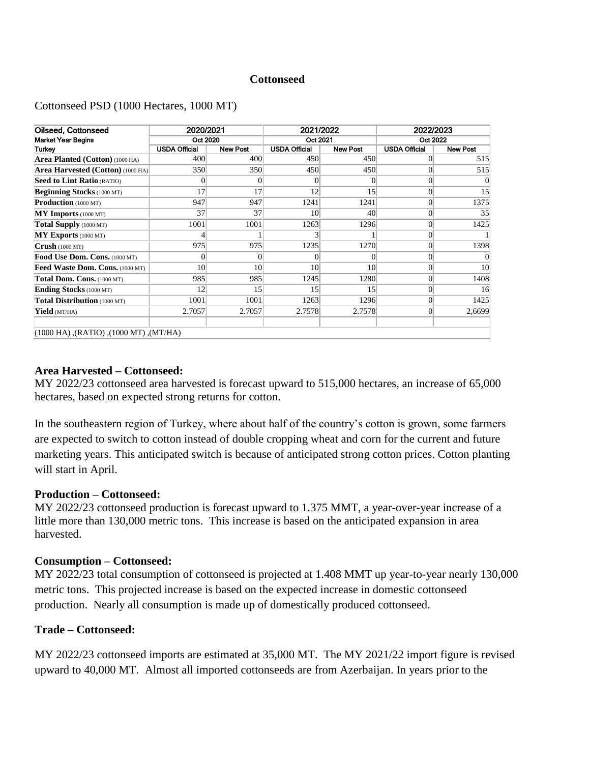### Cottonseed

Cottonseed PSD (1000 Hectares, 1000 MT)

| Oilseed, Cottonseed | 2020/2021 | | 2021/2022 | | 2022/2023 | |
|---|---|---|---|---|---|---|
| Market Year Begins | Oct 2020 | | Oct 2021 | | Oct 2022 | |
| Turkey | USDA Official | New Post | USDA Official | New Post | USDA Official | New Post |
| **Area Planted (Cotton)** (1000 HA) | 400 | 400 | 450 | 450 | 0 | 515 |
| **Area Harvested (Cotton)** (1000 HA) | 350 | 350 | 450 | 450 | 0 | 515 |
| **Seed to Lint Ratio** (RATIO) | 0 | 0 | 0 | 0 | 0 | 0 |
| **Beginning Stocks** (1000 MT) | 17 | 17 | 12 | 15 | 0 | 15 |
| **Production** (1000 MT) | 947 | 947 | 1241 | 1241 | 0 | 1375 |
| **MY Imports** (1000 MT) | 37 | 37 | 10 | 40 | 0 | 35 |
| **Total Supply** (1000 MT) | 1001 | 1001 | 1263 | 1296 | 0 | 1425 |
| **MY Exports** (1000 MT) | 4 | 1 | 3 | 1 | 0 | 1 |
| **Crush** (1000 MT) | 975 | 975 | 1235 | 1270 | 0 | 1398 |
| **Food Use Dom. Cons.** (1000 MT) | 0 | 0 | 0 | 0 | 0 | 0 |
| **Feed Waste Dom. Cons.** (1000 MT) | 10 | 10 | 10 | 10 | 0 | 10 |
| **Total Dom. Cons.** (1000 MT) | 985 | 985 | 1245 | 1280 | 0 | 1408 |
| **Ending Stocks** (1000 MT) | 12 | 15 | 15 | 15 | 0 | 16 |
| **Total Distribution** (1000 MT) | 1001 | 1001 | 1263 | 1296 | 0 | 1425 |
| **Yield** (MT/HA) | 2.7057 | 2.7057 | 2.7578 | 2.7578 | 0 | 2,6699 |
| | | | | | | |
| (1000 HA) ,(RATIO) ,(1000 MT) ,(MT/HA) | | | | | | |

**Area Harvested – Cottonseed:**
MY 2022/23 cottonseed area harvested is forecast upward to 515,000 hectares, an increase of 65,000 hectares, based on expected strong returns for cotton.

In the southeastern region of Turkey, where about half of the country's cotton is grown, some farmers are expected to switch to cotton instead of double cropping wheat and corn for the current and future marketing years. This anticipated switch is because of anticipated strong cotton prices. Cotton planting will start in April.

**Production – Cottonseed:**
MY 2022/23 cottonseed production is forecast upward to 1.375 MMT, a year-over-year increase of a little more than 130,000 metric tons. This increase is based on the anticipated expansion in area harvested.

**Consumption – Cottonseed:**
MY 2022/23 total consumption of cottonseed is projected at 1.408 MMT up year-to-year nearly 130,000 metric tons. This projected increase is based on the expected increase in domestic cottonseed production. Nearly all consumption is made up of domestically produced cottonseed.

**Trade – Cottonseed:**

MY 2022/23 cottonseed imports are estimated at 35,000 MT. The MY 2021/22 import figure is revised upward to 40,000 MT. Almost all imported cottonseeds are from Azerbaijan. In years prior to the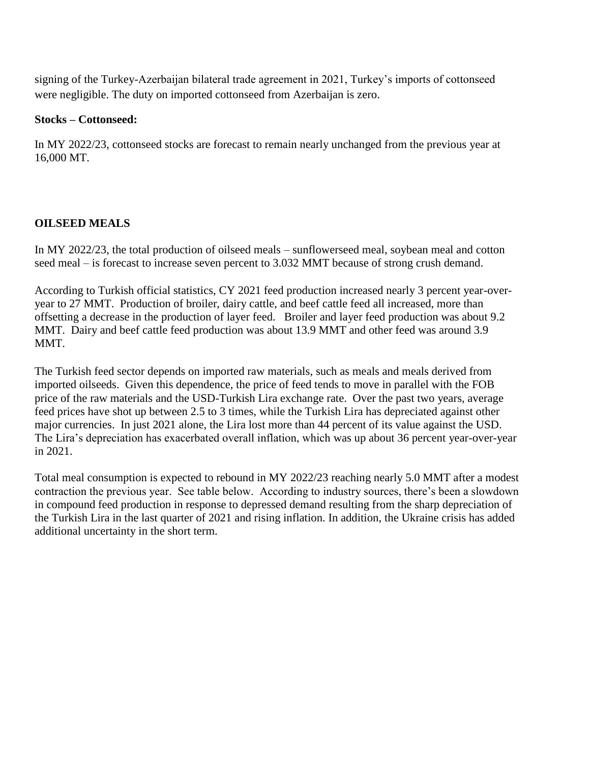signing of the Turkey-Azerbaijan bilateral trade agreement in 2021, Turkey's imports of cottonseed were negligible. The duty on imported cottonseed from Azerbaijan is zero.

**Stocks – Cottonseed:**

In MY 2022/23, cottonseed stocks are forecast to remain nearly unchanged from the previous year at 16,000 MT.

**OILSEED MEALS**

In MY 2022/23, the total production of oilseed meals – sunflowerseed meal, soybean meal and cotton seed meal – is forecast to increase seven percent to 3.032 MMT because of strong crush demand.

According to Turkish official statistics, CY 2021 feed production increased nearly 3 percent year-over-year to 27 MMT. Production of broiler, dairy cattle, and beef cattle feed all increased, more than offsetting a decrease in the production of layer feed. Broiler and layer feed production was about 9.2 MMT. Dairy and beef cattle feed production was about 13.9 MMT and other feed was around 3.9 MMT.

The Turkish feed sector depends on imported raw materials, such as meals and meals derived from imported oilseeds. Given this dependence, the price of feed tends to move in parallel with the FOB price of the raw materials and the USD-Turkish Lira exchange rate. Over the past two years, average feed prices have shot up between 2.5 to 3 times, while the Turkish Lira has depreciated against other major currencies. In just 2021 alone, the Lira lost more than 44 percent of its value against the USD. The Lira's depreciation has exacerbated overall inflation, which was up about 36 percent year-over-year in 2021.

Total meal consumption is expected to rebound in MY 2022/23 reaching nearly 5.0 MMT after a modest contraction the previous year. See table below. According to industry sources, there's been a slowdown in compound feed production in response to depressed demand resulting from the sharp depreciation of the Turkish Lira in the last quarter of 2021 and rising inflation. In addition, the Ukraine crisis has added additional uncertainty in the short term.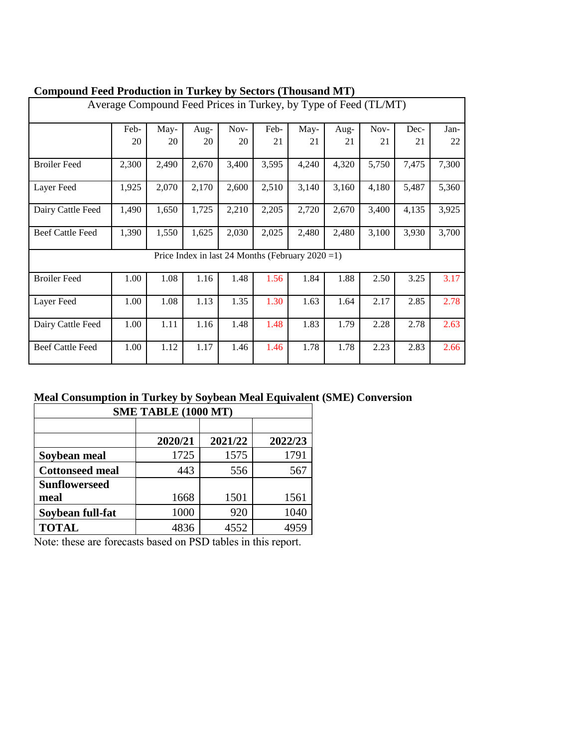**Compound Feed Production in Turkey by Sectors (Thousand MT)**

| Average Compound Feed Prices in Turkey, by Type of Feed (TL/MT) | | | | | | | | | | |
|---|---|---|---|---|---|---|---|---|---|---|
| | Feb-20 | May-20 | Aug-20 | Nov-20 | Feb-21 | May-21 | Aug-21 | Nov-21 | Dec-21 | Jan-22 |
| Broiler Feed | 2,300 | 2,490 | 2,670 | 3,400 | 3,595 | 4,240 | 4,320 | 5,750 | 7,475 | 7,300 |
| Layer Feed | 1,925 | 2,070 | 2,170 | 2,600 | 2,510 | 3,140 | 3,160 | 4,180 | 5,487 | 5,360 |
| Dairy Cattle Feed | 1,490 | 1,650 | 1,725 | 2,210 | 2,205 | 2,720 | 2,670 | 3,400 | 4,135 | 3,925 |
| Beef Cattle Feed | 1,390 | 1,550 | 1,625 | 2,030 | 2,025 | 2,480 | 2,480 | 3,100 | 3,930 | 3,700 |
| Price Index in last 24 Months (February 2020 =1) | | | | | | | | | | |
| Broiler Feed | 1.00 | 1.08 | 1.16 | 1.48 | 1.56 | 1.84 | 1.88 | 2.50 | 3.25 | 3.17 |
| Layer Feed | 1.00 | 1.08 | 1.13 | 1.35 | 1.30 | 1.63 | 1.64 | 2.17 | 2.85 | 2.78 |
| Dairy Cattle Feed | 1.00 | 1.11 | 1.16 | 1.48 | 1.48 | 1.83 | 1.79 | 2.28 | 2.78 | 2.63 |
| Beef Cattle Feed | 1.00 | 1.12 | 1.17 | 1.46 | 1.46 | 1.78 | 1.78 | 2.23 | 2.83 | 2.66 |

**Meal Consumption in Turkey by Soybean Meal Equivalent (SME) Conversion**

| SME TABLE (1000 MT) | | | |
|---|---|---|---|
| | **2020/21** | **2021/22** | **2022/23** |
| **Soybean meal** | 1725 | 1575 | 1791 |
| **Cottonseed meal** | 443 | 556 | 567 |
| **Sunflowerseed meal** | 1668 | 1501 | 1561 |
| **Soybean full-fat** | 1000 | 920 | 1040 |
| **TOTAL** | 4836 | 4552 | 4959 |

Note: these are forecasts based on PSD tables in this report.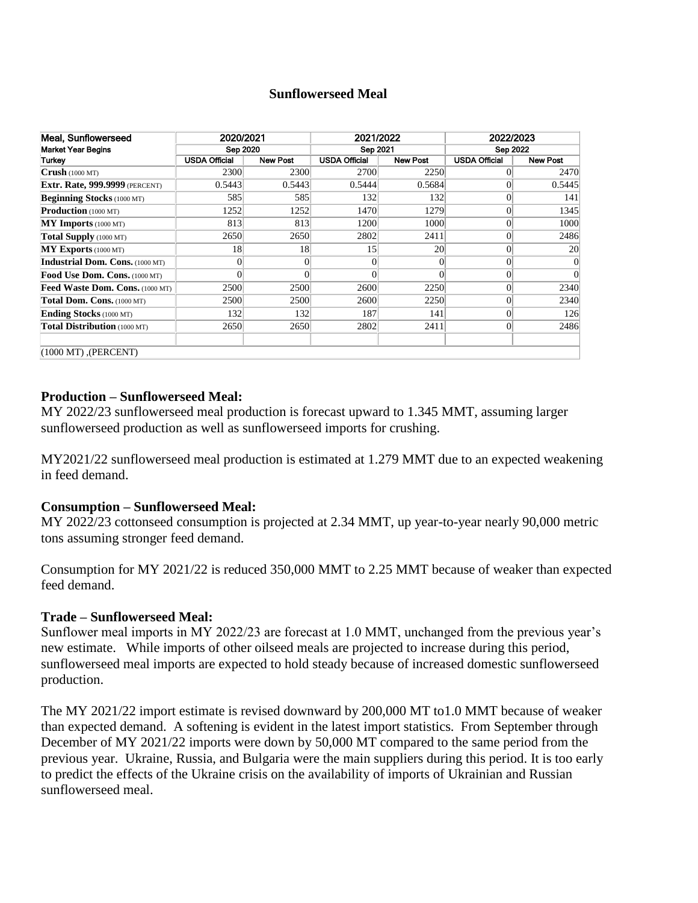## Sunflowerseed Meal

| Meal, Sunflowerseed | 2020/2021 | | 2021/2022 | | 2022/2023 | |
|---|---|---|---|---|---|---|
| Market Year Begins | Sep 2020 | | Sep 2021 | | Sep 2022 | |
| Turkey | USDA Official | New Post | USDA Official | New Post | USDA Official | New Post |
| Crush (1000 MT) | 2300 | 2300 | 2700 | 2250 | 0 | 2470 |
| Extr. Rate, 999.9999 (PERCENT) | 0.5443 | 0.5443 | 0.5444 | 0.5684 | 0 | 0.5445 |
| Beginning Stocks (1000 MT) | 585 | 585 | 132 | 132 | 0 | 141 |
| Production (1000 MT) | 1252 | 1252 | 1470 | 1279 | 0 | 1345 |
| MY Imports (1000 MT) | 813 | 813 | 1200 | 1000 | 0 | 1000 |
| Total Supply (1000 MT) | 2650 | 2650 | 2802 | 2411 | 0 | 2486 |
| MY Exports (1000 MT) | 18 | 18 | 15 | 20 | 0 | 20 |
| Industrial Dom. Cons. (1000 MT) | 0 | 0 | 0 | 0 | 0 | 0 |
| Food Use Dom. Cons. (1000 MT) | 0 | 0 | 0 | 0 | 0 | 0 |
| Feed Waste Dom. Cons. (1000 MT) | 2500 | 2500 | 2600 | 2250 | 0 | 2340 |
| Total Dom. Cons. (1000 MT) | 2500 | 2500 | 2600 | 2250 | 0 | 2340 |
| Ending Stocks (1000 MT) | 132 | 132 | 187 | 141 | 0 | 126 |
| Total Distribution (1000 MT) | 2650 | 2650 | 2802 | 2411 | 0 | 2486 |
| | | | | | | |
| (1000 MT) ,(PERCENT) | | | | | | |

**Production – Sunflowerseed Meal:**

MY 2022/23 sunflowerseed meal production is forecast upward to 1.345 MMT, assuming larger sunflowerseed production as well as sunflowerseed imports for crushing.

MY2021/22 sunflowerseed meal production is estimated at 1.279 MMT due to an expected weakening in feed demand.

**Consumption – Sunflowerseed Meal:**

MY 2022/23 cottonseed consumption is projected at 2.34 MMT, up year-to-year nearly 90,000 metric tons assuming stronger feed demand.

Consumption for MY 2021/22 is reduced 350,000 MMT to 2.25 MMT because of weaker than expected feed demand.

**Trade – Sunflowerseed Meal:**

Sunflower meal imports in MY 2022/23 are forecast at 1.0 MMT, unchanged from the previous year's new estimate. While imports of other oilseed meals are projected to increase during this period, sunflowerseed meal imports are expected to hold steady because of increased domestic sunflowerseed production.

The MY 2021/22 import estimate is revised downward by 200,000 MT to1.0 MMT because of weaker than expected demand. A softening is evident in the latest import statistics. From September through December of MY 2021/22 imports were down by 50,000 MT compared to the same period from the previous year. Ukraine, Russia, and Bulgaria were the main suppliers during this period. It is too early to predict the effects of the Ukraine crisis on the availability of imports of Ukrainian and Russian sunflowerseed meal.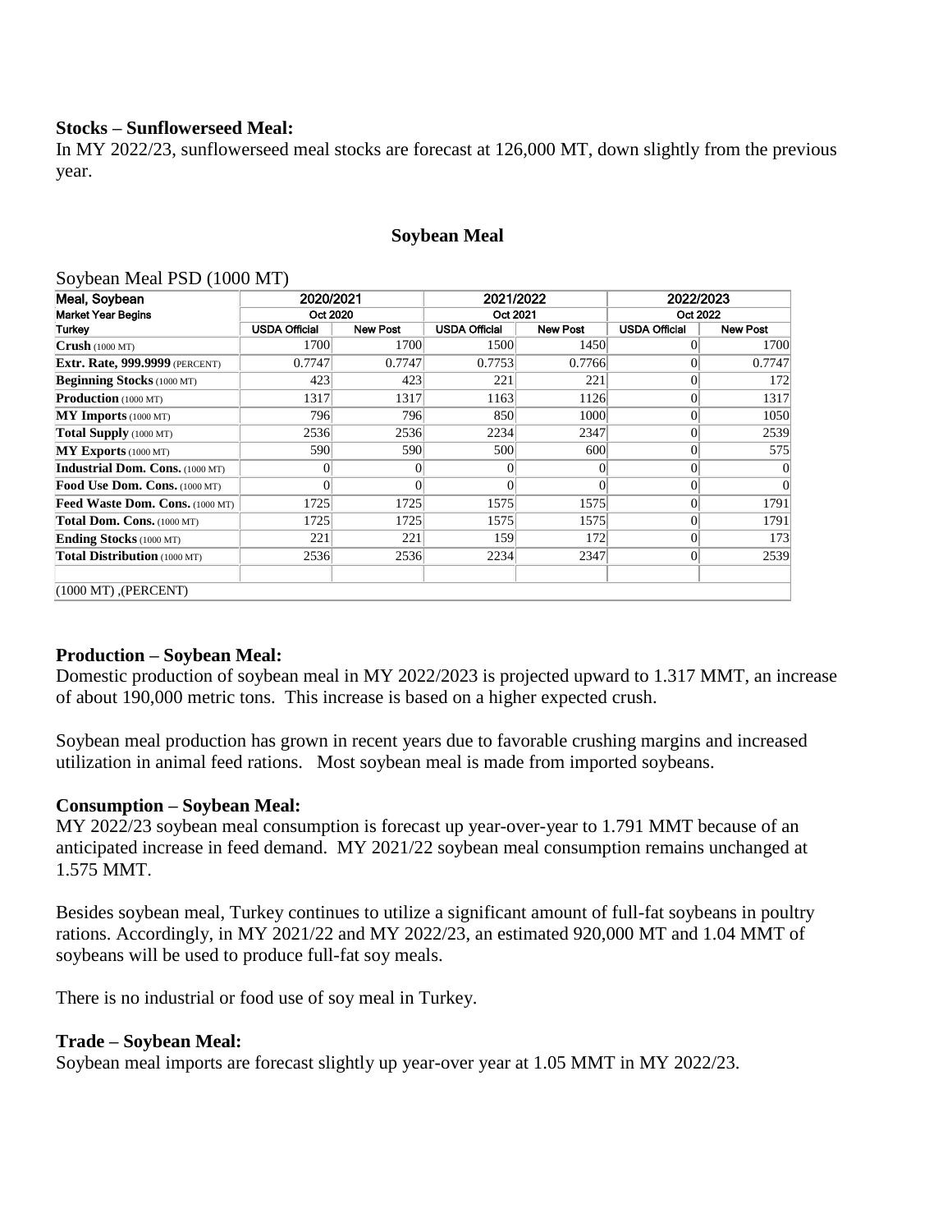**Stocks – Sunflowerseed Meal:**
In MY 2022/23, sunflowerseed meal stocks are forecast at 126,000 MT, down slightly from the previous year.

## Soybean Meal

Soybean Meal PSD (1000 MT)

| Meal, Soybean | 2020/2021 | | 2021/2022 | | 2022/2023 | |
|---|---|---|---|---|---|---|
| Market Year Begins | Oct 2020 | | Oct 2021 | | Oct 2022 | |
| Turkey | USDA Official | New Post | USDA Official | New Post | USDA Official | New Post |
| **Crush** (1000 MT) | 1700 | 1700 | 1500 | 1450 | 0 | 1700 |
| **Extr. Rate, 999.9999** (PERCENT) | 0.7747 | 0.7747 | 0.7753 | 0.7766 | 0 | 0.7747 |
| **Beginning Stocks** (1000 MT) | 423 | 423 | 221 | 221 | 0 | 172 |
| **Production** (1000 MT) | 1317 | 1317 | 1163 | 1126 | 0 | 1317 |
| **MY Imports** (1000 MT) | 796 | 796 | 850 | 1000 | 0 | 1050 |
| **Total Supply** (1000 MT) | 2536 | 2536 | 2234 | 2347 | 0 | 2539 |
| **MY Exports** (1000 MT) | 590 | 590 | 500 | 600 | 0 | 575 |
| **Industrial Dom. Cons.** (1000 MT) | 0 | 0 | 0 | 0 | 0 | 0 |
| **Food Use Dom. Cons.** (1000 MT) | 0 | 0 | 0 | 0 | 0 | 0 |
| **Feed Waste Dom. Cons.** (1000 MT) | 1725 | 1725 | 1575 | 1575 | 0 | 1791 |
| **Total Dom. Cons.** (1000 MT) | 1725 | 1725 | 1575 | 1575 | 0 | 1791 |
| **Ending Stocks** (1000 MT) | 221 | 221 | 159 | 172 | 0 | 173 |
| **Total Distribution** (1000 MT) | 2536 | 2536 | 2234 | 2347 | 0 | 2539 |
| (1000 MT) ,(PERCENT) | | | | | | |

**Production – Soybean Meal:**
Domestic production of soybean meal in MY 2022/2023 is projected upward to 1.317 MMT, an increase of about 190,000 metric tons. This increase is based on a higher expected crush.

Soybean meal production has grown in recent years due to favorable crushing margins and increased utilization in animal feed rations. Most soybean meal is made from imported soybeans.

**Consumption – Soybean Meal:**
MY 2022/23 soybean meal consumption is forecast up year-over-year to 1.791 MMT because of an anticipated increase in feed demand. MY 2021/22 soybean meal consumption remains unchanged at 1.575 MMT.

Besides soybean meal, Turkey continues to utilize a significant amount of full-fat soybeans in poultry rations. Accordingly, in MY 2021/22 and MY 2022/23, an estimated 920,000 MT and 1.04 MMT of soybeans will be used to produce full-fat soy meals.

There is no industrial or food use of soy meal in Turkey.

**Trade – Soybean Meal:**
Soybean meal imports are forecast slightly up year-over year at 1.05 MMT in MY 2022/23.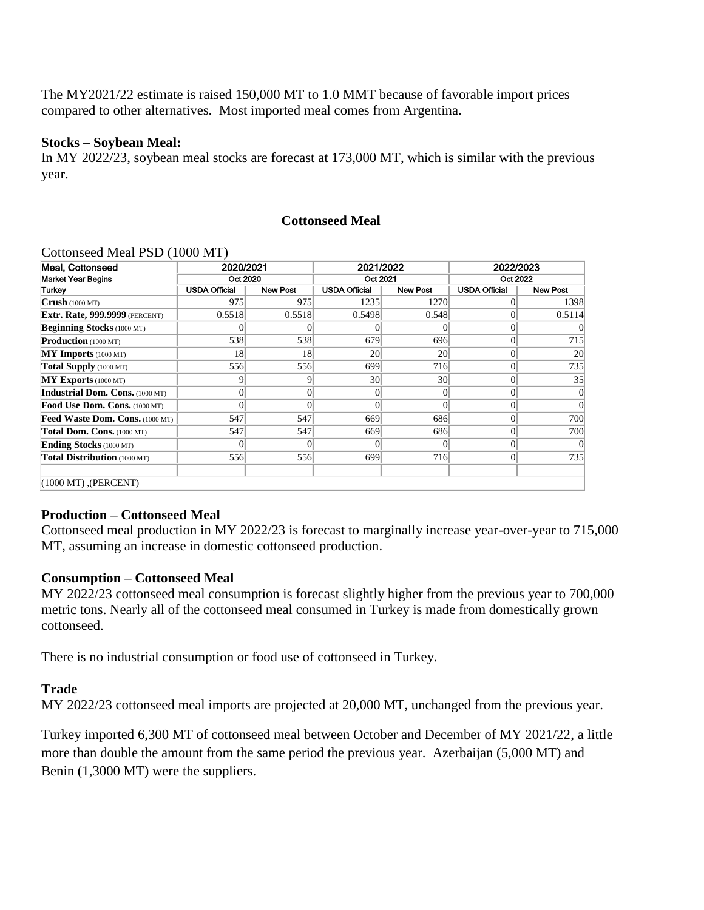The MY2021/22 estimate is raised 150,000 MT to 1.0 MMT because of favorable import prices compared to other alternatives. Most imported meal comes from Argentina.

**Stocks – Soybean Meal:**

In MY 2022/23, soybean meal stocks are forecast at 173,000 MT, which is similar with the previous year.

## Cottonseed Meal

Cottonseed Meal PSD (1000 MT)

| Meal, Cottonseed | 2020/2021 | | 2021/2022 | | 2022/2023 | |
|---|---|---|---|---|---|---|
| Market Year Begins | Oct 2020 | | Oct 2021 | | Oct 2022 | |
| Turkey | USDA Official | New Post | USDA Official | New Post | USDA Official | New Post |
| **Crush** (1000 MT) | 975 | 975 | 1235 | 1270 | 0 | 1398 |
| **Extr. Rate, 999.9999** (PERCENT) | 0.5518 | 0.5518 | 0.5498 | 0.548 | 0 | 0.5114 |
| **Beginning Stocks** (1000 MT) | 0 | 0 | 0 | 0 | 0 | 0 |
| **Production** (1000 MT) | 538 | 538 | 679 | 696 | 0 | 715 |
| **MY Imports** (1000 MT) | 18 | 18 | 20 | 20 | 0 | 20 |
| **Total Supply** (1000 MT) | 556 | 556 | 699 | 716 | 0 | 735 |
| **MY Exports** (1000 MT) | 9 | 9 | 30 | 30 | 0 | 35 |
| **Industrial Dom. Cons.** (1000 MT) | 0 | 0 | 0 | 0 | 0 | 0 |
| **Food Use Dom. Cons.** (1000 MT) | 0 | 0 | 0 | 0 | 0 | 0 |
| **Feed Waste Dom. Cons.** (1000 MT) | 547 | 547 | 669 | 686 | 0 | 700 |
| **Total Dom. Cons.** (1000 MT) | 547 | 547 | 669 | 686 | 0 | 700 |
| **Ending Stocks** (1000 MT) | 0 | 0 | 0 | 0 | 0 | 0 |
| **Total Distribution** (1000 MT) | 556 | 556 | 699 | 716 | 0 | 735 |
| | | | | | | |
| (1000 MT) ,(PERCENT) | | | | | | |

**Production – Cottonseed Meal**

Cottonseed meal production in MY 2022/23 is forecast to marginally increase year-over-year to 715,000 MT, assuming an increase in domestic cottonseed production.

**Consumption – Cottonseed Meal**

MY 2022/23 cottonseed meal consumption is forecast slightly higher from the previous year to 700,000 metric tons. Nearly all of the cottonseed meal consumed in Turkey is made from domestically grown cottonseed.

There is no industrial consumption or food use of cottonseed in Turkey.

**Trade**

MY 2022/23 cottonseed meal imports are projected at 20,000 MT, unchanged from the previous year.

Turkey imported 6,300 MT of cottonseed meal between October and December of MY 2021/22, a little more than double the amount from the same period the previous year. Azerbaijan (5,000 MT) and Benin (1,3000 MT) were the suppliers.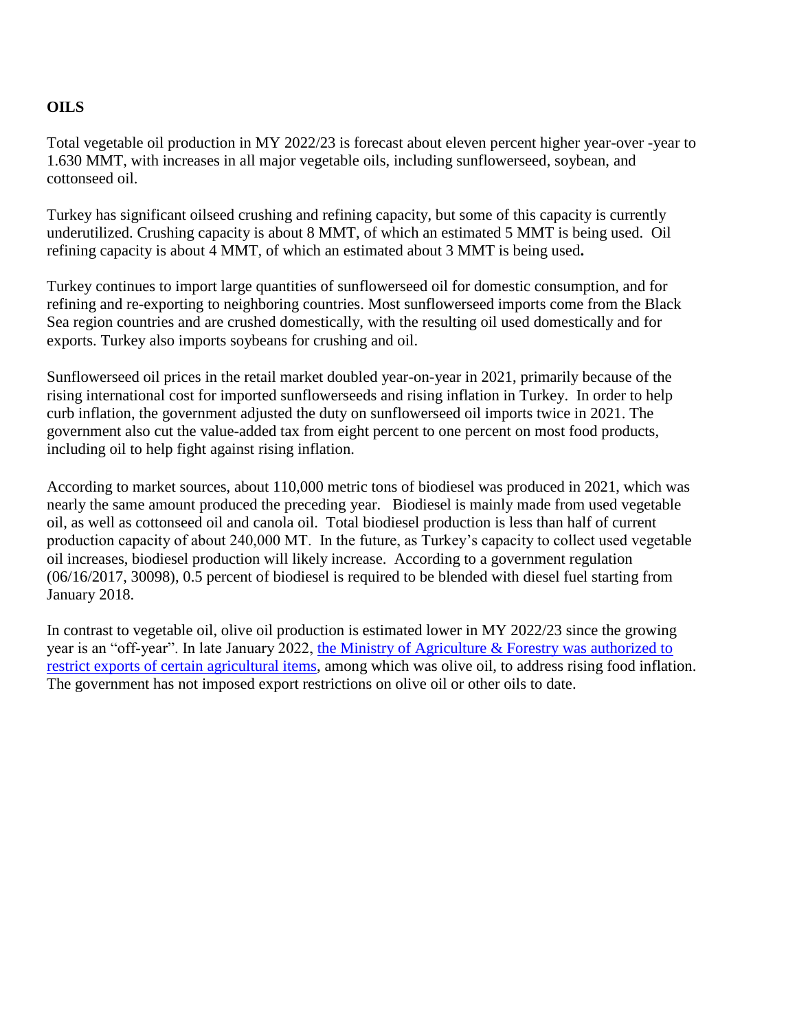## OILS

Total vegetable oil production in MY 2022/23 is forecast about eleven percent higher year-over -year to 1.630 MMT, with increases in all major vegetable oils, including sunflowerseed, soybean, and cottonseed oil.

Turkey has significant oilseed crushing and refining capacity, but some of this capacity is currently underutilized. Crushing capacity is about 8 MMT, of which an estimated 5 MMT is being used. Oil refining capacity is about 4 MMT, of which an estimated about 3 MMT is being used**.**

Turkey continues to import large quantities of sunflowerseed oil for domestic consumption, and for refining and re-exporting to neighboring countries. Most sunflowerseed imports come from the Black Sea region countries and are crushed domestically, with the resulting oil used domestically and for exports. Turkey also imports soybeans for crushing and oil.

Sunflowerseed oil prices in the retail market doubled year-on-year in 2021, primarily because of the rising international cost for imported sunflowerseeds and rising inflation in Turkey. In order to help curb inflation, the government adjusted the duty on sunflowerseed oil imports twice in 2021. The government also cut the value-added tax from eight percent to one percent on most food products, including oil to help fight against rising inflation.

According to market sources, about 110,000 metric tons of biodiesel was produced in 2021, which was nearly the same amount produced the preceding year. Biodiesel is mainly made from used vegetable oil, as well as cottonseed oil and canola oil. Total biodiesel production is less than half of current production capacity of about 240,000 MT. In the future, as Turkey's capacity to collect used vegetable oil increases, biodiesel production will likely increase. According to a government regulation (06/16/2017, 30098), 0.5 percent of biodiesel is required to be blended with diesel fuel starting from January 2018.

In contrast to vegetable oil, olive oil production is estimated lower in MY 2022/23 since the growing year is an "off-year". In late January 2022, the Ministry of Agriculture & Forestry was authorized to restrict exports of certain agricultural items, among which was olive oil, to address rising food inflation. The government has not imposed export restrictions on olive oil or other oils to date.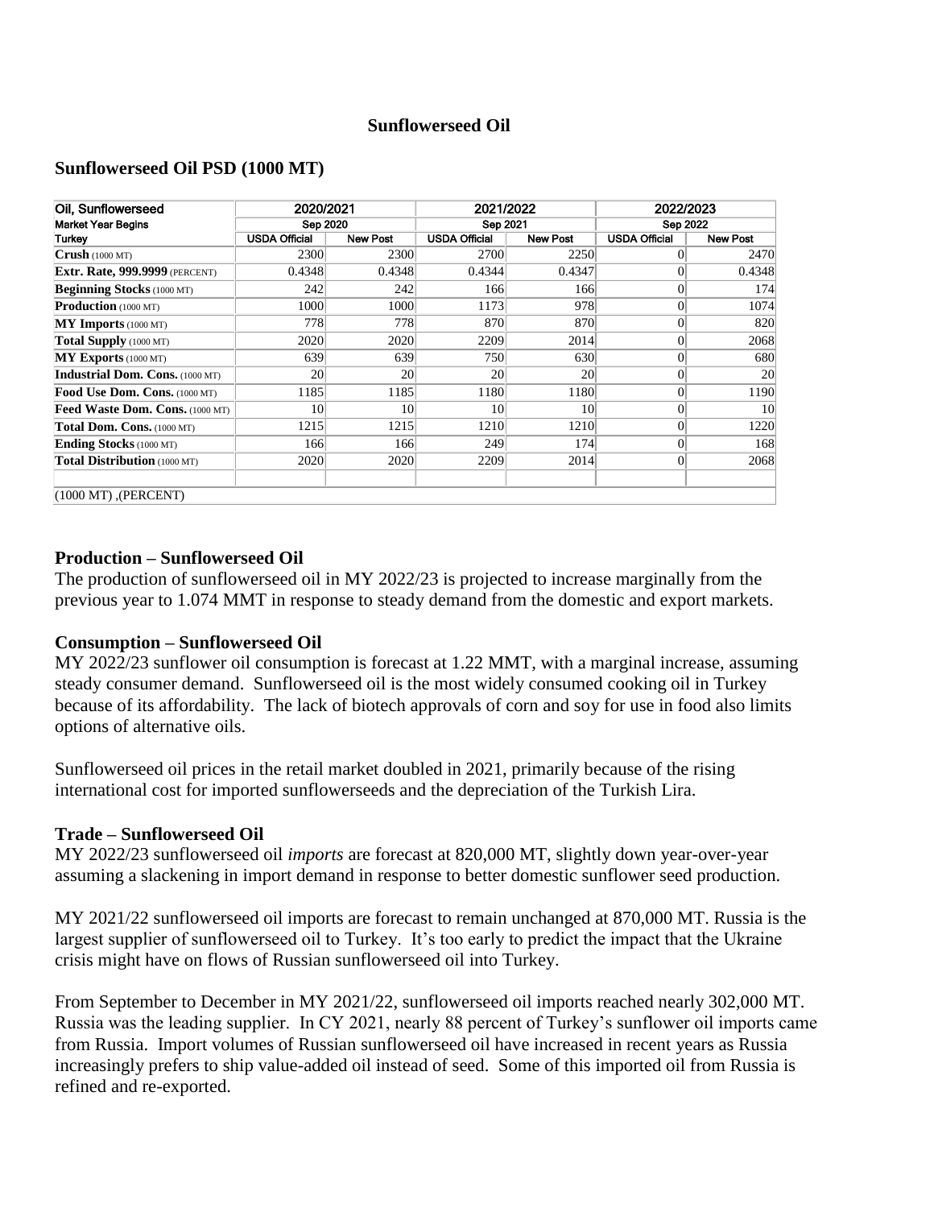### Sunflowerseed Oil

### Sunflowerseed Oil PSD (1000 MT)

| Oil, Sunflowerseed | 2020/2021 | | 2021/2022 | | 2022/2023 | |
|---|---|---|---|---|---|---|
| Market Year Begins | Sep 2020 | | Sep 2021 | | Sep 2022 | |
| Turkey | USDA Official | New Post | USDA Official | New Post | USDA Official | New Post |
| **Crush** (1000 MT) | 2300 | 2300 | 2700 | 2250 | 0 | 2470 |
| **Extr. Rate, 999.9999** (PERCENT) | 0.4348 | 0.4348 | 0.4344 | 0.4347 | 0 | 0.4348 |
| **Beginning Stocks** (1000 MT) | 242 | 242 | 166 | 166 | 0 | 174 |
| **Production** (1000 MT) | 1000 | 1000 | 1173 | 978 | 0 | 1074 |
| **MY Imports** (1000 MT) | 778 | 778 | 870 | 870 | 0 | 820 |
| **Total Supply** (1000 MT) | 2020 | 2020 | 2209 | 2014 | 0 | 2068 |
| **MY Exports** (1000 MT) | 639 | 639 | 750 | 630 | 0 | 680 |
| **Industrial Dom. Cons.** (1000 MT) | 20 | 20 | 20 | 20 | 0 | 20 |
| **Food Use Dom. Cons.** (1000 MT) | 1185 | 1185 | 1180 | 1180 | 0 | 1190 |
| **Feed Waste Dom. Cons.** (1000 MT) | 10 | 10 | 10 | 10 | 0 | 10 |
| **Total Dom. Cons.** (1000 MT) | 1215 | 1215 | 1210 | 1210 | 0 | 1220 |
| **Ending Stocks** (1000 MT) | 166 | 166 | 249 | 174 | 0 | 168 |
| **Total Distribution** (1000 MT) | 2020 | 2020 | 2209 | 2014 | 0 | 2068 |
| | | | | | | |
| (1000 MT) ,(PERCENT) | | | | | | |

### Production – Sunflowerseed Oil

The production of sunflowerseed oil in MY 2022/23 is projected to increase marginally from the previous year to 1.074 MMT in response to steady demand from the domestic and export markets.

### Consumption – Sunflowerseed Oil

MY 2022/23 sunflower oil consumption is forecast at 1.22 MMT, with a marginal increase, assuming steady consumer demand. Sunflowerseed oil is the most widely consumed cooking oil in Turkey because of its affordability. The lack of biotech approvals of corn and soy for use in food also limits options of alternative oils.

Sunflowerseed oil prices in the retail market doubled in 2021, primarily because of the rising international cost for imported sunflowerseeds and the depreciation of the Turkish Lira.

### Trade – Sunflowerseed Oil

MY 2022/23 sunflowerseed oil *imports* are forecast at 820,000 MT, slightly down year-over-year assuming a slackening in import demand in response to better domestic sunflower seed production.

MY 2021/22 sunflowerseed oil imports are forecast to remain unchanged at 870,000 MT. Russia is the largest supplier of sunflowerseed oil to Turkey. It's too early to predict the impact that the Ukraine crisis might have on flows of Russian sunflowerseed oil into Turkey.

From September to December in MY 2021/22, sunflowerseed oil imports reached nearly 302,000 MT. Russia was the leading supplier. In CY 2021, nearly 88 percent of Turkey's sunflower oil imports came from Russia. Import volumes of Russian sunflowerseed oil have increased in recent years as Russia increasingly prefers to ship value-added oil instead of seed. Some of this imported oil from Russia is refined and re-exported.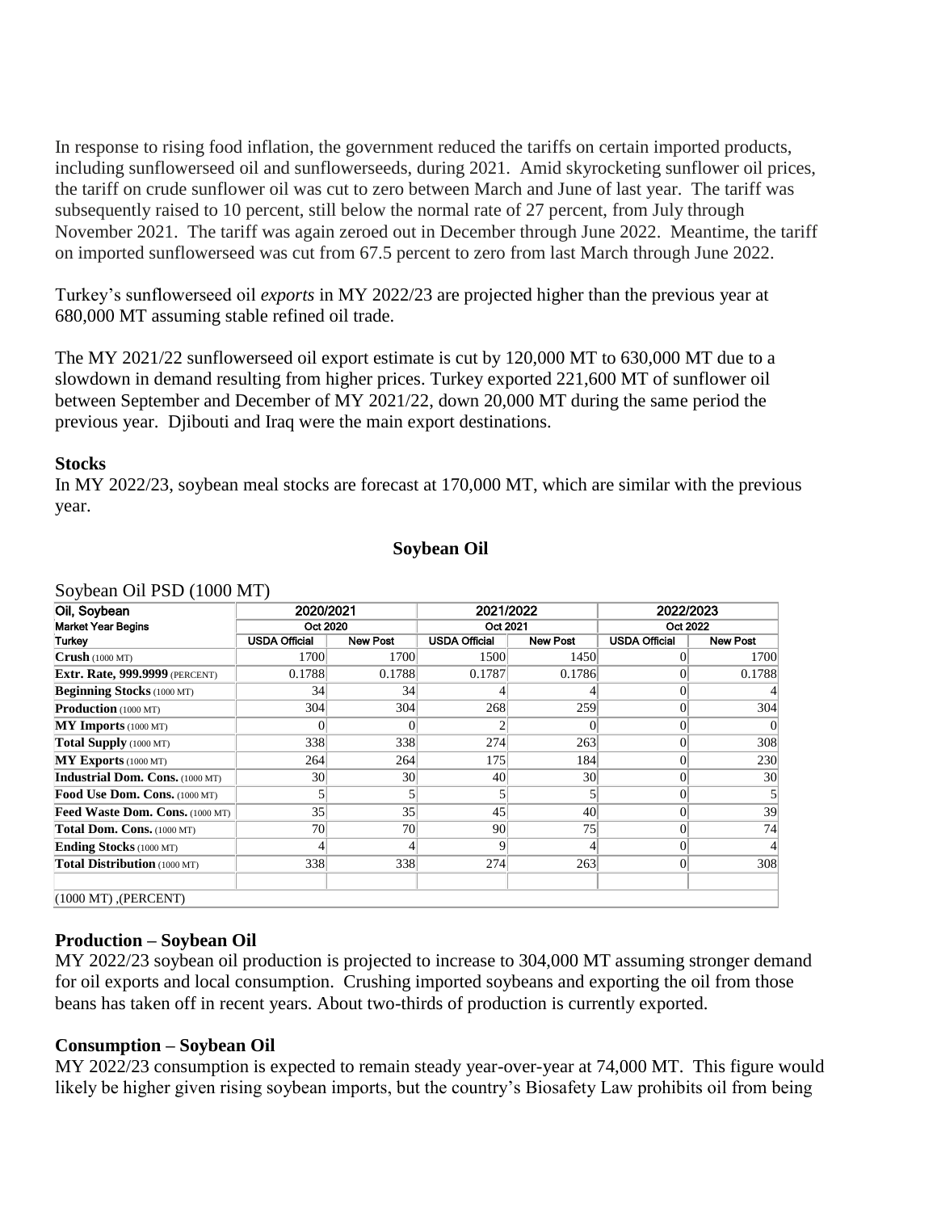In response to rising food inflation, the government reduced the tariffs on certain imported products, including sunflowerseed oil and sunflowerseeds, during 2021. Amid skyrocketing sunflower oil prices, the tariff on crude sunflower oil was cut to zero between March and June of last year. The tariff was subsequently raised to 10 percent, still below the normal rate of 27 percent, from July through November 2021. The tariff was again zeroed out in December through June 2022. Meantime, the tariff on imported sunflowerseed was cut from 67.5 percent to zero from last March through June 2022.

Turkey's sunflowerseed oil *exports* in MY 2022/23 are projected higher than the previous year at 680,000 MT assuming stable refined oil trade.

The MY 2021/22 sunflowerseed oil export estimate is cut by 120,000 MT to 630,000 MT due to a slowdown in demand resulting from higher prices. Turkey exported 221,600 MT of sunflower oil between September and December of MY 2021/22, down 20,000 MT during the same period the previous year. Djibouti and Iraq were the main export destinations.

**Stocks**

In MY 2022/23, soybean meal stocks are forecast at 170,000 MT, which are similar with the previous year.

## Soybean Oil

Soybean Oil PSD (1000 MT)

| Oil, Soybean | 2020/2021 | | 2021/2022 | | 2022/2023 | |
|---|---|---|---|---|---|---|
| Market Year Begins | Oct 2020 | | Oct 2021 | | Oct 2022 | |
| Turkey | USDA Official | New Post | USDA Official | New Post | USDA Official | New Post |
| **Crush** (1000 MT) | 1700 | 1700 | 1500 | 1450 | 0 | 1700 |
| **Extr. Rate, 999.9999** (PERCENT) | 0.1788 | 0.1788 | 0.1787 | 0.1786 | 0 | 0.1788 |
| **Beginning Stocks** (1000 MT) | 34 | 34 | 4 | 4 | 0 | 4 |
| **Production** (1000 MT) | 304 | 304 | 268 | 259 | 0 | 304 |
| **MY Imports** (1000 MT) | 0 | 0 | 2 | 0 | 0 | 0 |
| **Total Supply** (1000 MT) | 338 | 338 | 274 | 263 | 0 | 308 |
| **MY Exports** (1000 MT) | 264 | 264 | 175 | 184 | 0 | 230 |
| **Industrial Dom. Cons.** (1000 MT) | 30 | 30 | 40 | 30 | 0 | 30 |
| **Food Use Dom. Cons.** (1000 MT) | 5 | 5 | 5 | 5 | 0 | 5 |
| **Feed Waste Dom. Cons.** (1000 MT) | 35 | 35 | 45 | 40 | 0 | 39 |
| **Total Dom. Cons.** (1000 MT) | 70 | 70 | 90 | 75 | 0 | 74 |
| **Ending Stocks** (1000 MT) | 4 | 4 | 9 | 4 | 0 | 4 |
| **Total Distribution** (1000 MT) | 338 | 338 | 274 | 263 | 0 | 308 |
| | | | | | | |
| (1000 MT) ,(PERCENT) | | | | | | |

**Production – Soybean Oil**

MY 2022/23 soybean oil production is projected to increase to 304,000 MT assuming stronger demand for oil exports and local consumption. Crushing imported soybeans and exporting the oil from those beans has taken off in recent years. About two-thirds of production is currently exported.

**Consumption – Soybean Oil**

MY 2022/23 consumption is expected to remain steady year-over-year at 74,000 MT. This figure would likely be higher given rising soybean imports, but the country's Biosafety Law prohibits oil from being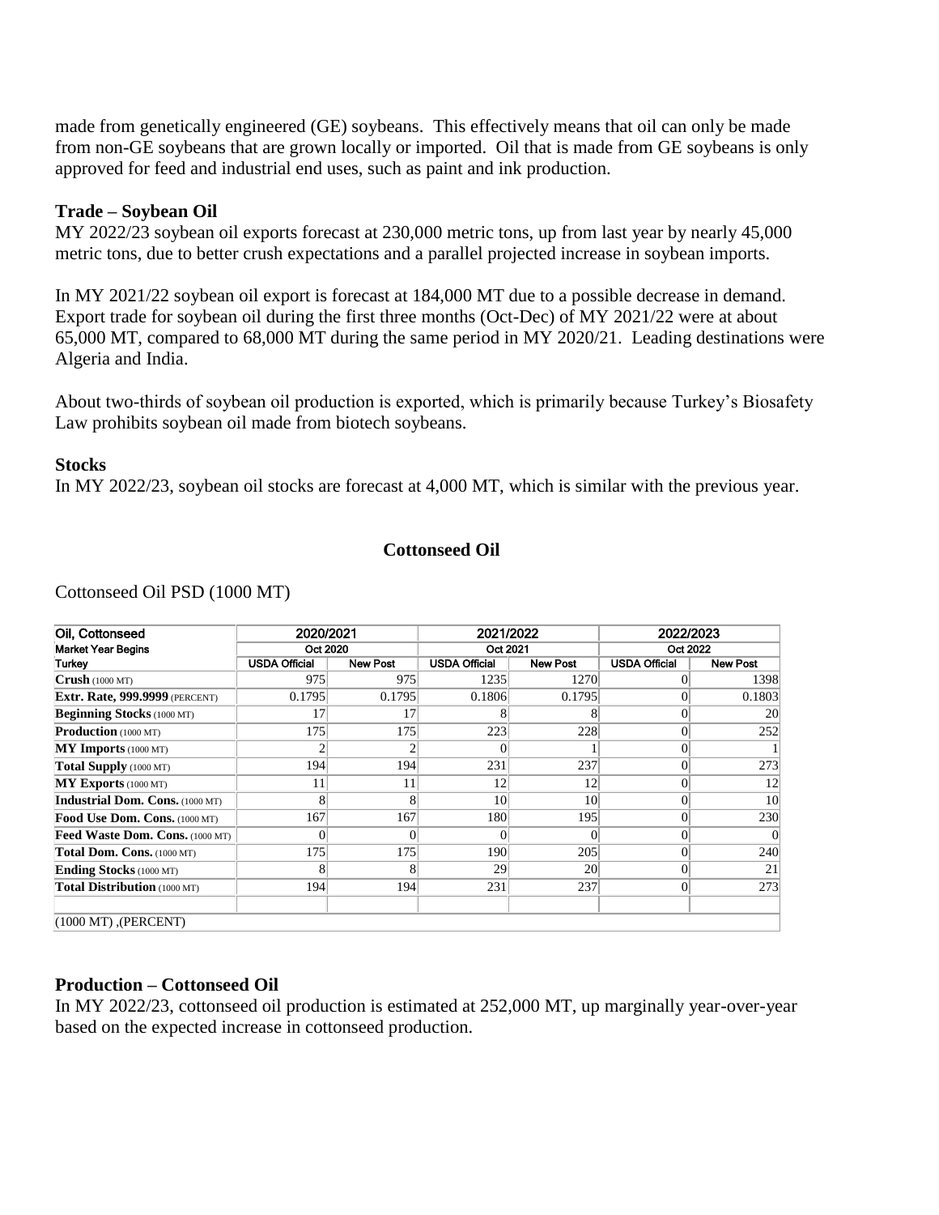made from genetically engineered (GE) soybeans. This effectively means that oil can only be made from non-GE soybeans that are grown locally or imported. Oil that is made from GE soybeans is only approved for feed and industrial end uses, such as paint and ink production.

**Trade – Soybean Oil**

MY 2022/23 soybean oil exports forecast at 230,000 metric tons, up from last year by nearly 45,000 metric tons, due to better crush expectations and a parallel projected increase in soybean imports.

In MY 2021/22 soybean oil export is forecast at 184,000 MT due to a possible decrease in demand. Export trade for soybean oil during the first three months (Oct-Dec) of MY 2021/22 were at about 65,000 MT, compared to 68,000 MT during the same period in MY 2020/21. Leading destinations were Algeria and India.

About two-thirds of soybean oil production is exported, which is primarily because Turkey's Biosafety Law prohibits soybean oil made from biotech soybeans.

**Stocks**

In MY 2022/23, soybean oil stocks are forecast at 4,000 MT, which is similar with the previous year.

## Cottonseed Oil

Cottonseed Oil PSD (1000 MT)

| Oil, Cottonseed | 2020/2021 | | 2021/2022 | | 2022/2023 | |
|---|---|---|---|---|---|---|
| Market Year Begins | Oct 2020 | | Oct 2021 | | Oct 2022 | |
| Turkey | USDA Official | New Post | USDA Official | New Post | USDA Official | New Post |
| **Crush** (1000 MT) | 975 | 975 | 1235 | 1270 | 0 | 1398 |
| **Extr. Rate, 999.9999** (PERCENT) | 0.1795 | 0.1795 | 0.1806 | 0.1795 | 0 | 0.1803 |
| **Beginning Stocks** (1000 MT) | 17 | 17 | 8 | 8 | 0 | 20 |
| **Production** (1000 MT) | 175 | 175 | 223 | 228 | 0 | 252 |
| **MY Imports** (1000 MT) | 2 | 2 | 0 | 1 | 0 | 1 |
| **Total Supply** (1000 MT) | 194 | 194 | 231 | 237 | 0 | 273 |
| **MY Exports** (1000 MT) | 11 | 11 | 12 | 12 | 0 | 12 |
| **Industrial Dom. Cons.** (1000 MT) | 8 | 8 | 10 | 10 | 0 | 10 |
| **Food Use Dom. Cons.** (1000 MT) | 167 | 167 | 180 | 195 | 0 | 230 |
| **Feed Waste Dom. Cons.** (1000 MT) | 0 | 0 | 0 | 0 | 0 | 0 |
| **Total Dom. Cons.** (1000 MT) | 175 | 175 | 190 | 205 | 0 | 240 |
| **Ending Stocks** (1000 MT) | 8 | 8 | 29 | 20 | 0 | 21 |
| **Total Distribution** (1000 MT) | 194 | 194 | 231 | 237 | 0 | 273 |
| | | | | | | |
| (1000 MT) ,(PERCENT) | | | | | | |

**Production – Cottonseed Oil**

In MY 2022/23, cottonseed oil production is estimated at 252,000 MT, up marginally year-over-year based on the expected increase in cottonseed production.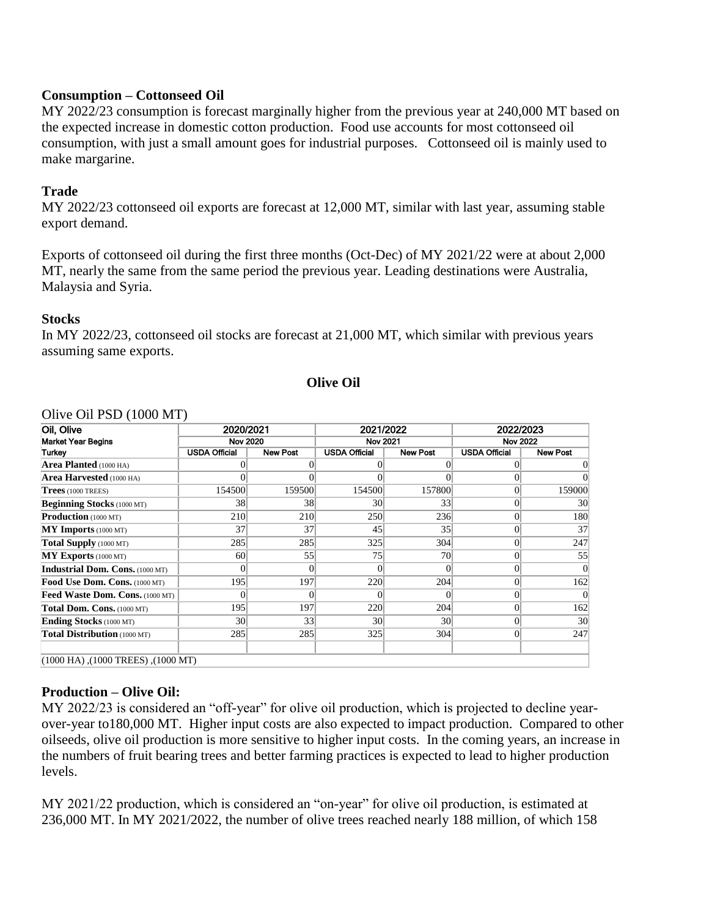### Consumption – Cottonseed Oil

MY 2022/23 consumption is forecast marginally higher from the previous year at 240,000 MT based on the expected increase in domestic cotton production. Food use accounts for most cottonseed oil consumption, with just a small amount goes for industrial purposes. Cottonseed oil is mainly used to make margarine.

### Trade

MY 2022/23 cottonseed oil exports are forecast at 12,000 MT, similar with last year, assuming stable export demand.

Exports of cottonseed oil during the first three months (Oct-Dec) of MY 2021/22 were at about 2,000 MT, nearly the same from the same period the previous year. Leading destinations were Australia, Malaysia and Syria.

### Stocks

In MY 2022/23, cottonseed oil stocks are forecast at 21,000 MT, which similar with previous years assuming same exports.

## Olive Oil

Olive Oil PSD (1000 MT)

| Oil, Olive | 2020/2021 | | 2021/2022 | | 2022/2023 | |
|---|---|---|---|---|---|---|
| Market Year Begins | Nov 2020 | | Nov 2021 | | Nov 2022 | |
| Turkey | USDA Official | New Post | USDA Official | New Post | USDA Official | New Post |
| **Area Planted** (1000 HA) | 0 | 0 | 0 | 0 | 0 | 0 |
| **Area Harvested** (1000 HA) | 0 | 0 | 0 | 0 | 0 | 0 |
| **Trees** (1000 TREES) | 154500 | 159500 | 154500 | 157800 | 0 | 159000 |
| **Beginning Stocks** (1000 MT) | 38 | 38 | 30 | 33 | 0 | 30 |
| **Production** (1000 MT) | 210 | 210 | 250 | 236 | 0 | 180 |
| **MY Imports** (1000 MT) | 37 | 37 | 45 | 35 | 0 | 37 |
| **Total Supply** (1000 MT) | 285 | 285 | 325 | 304 | 0 | 247 |
| **MY Exports** (1000 MT) | 60 | 55 | 75 | 70 | 0 | 55 |
| **Industrial Dom. Cons.** (1000 MT) | 0 | 0 | 0 | 0 | 0 | 0 |
| **Food Use Dom. Cons.** (1000 MT) | 195 | 197 | 220 | 204 | 0 | 162 |
| **Feed Waste Dom. Cons.** (1000 MT) | 0 | 0 | 0 | 0 | 0 | 0 |
| **Total Dom. Cons.** (1000 MT) | 195 | 197 | 220 | 204 | 0 | 162 |
| **Ending Stocks** (1000 MT) | 30 | 33 | 30 | 30 | 0 | 30 |
| **Total Distribution** (1000 MT) | 285 | 285 | 325 | 304 | 0 | 247 |
| | | | | | | |
| (1000 HA) ,(1000 TREES) ,(1000 MT) | | | | | | |

### Production – Olive Oil:

MY 2022/23 is considered an "off-year" for olive oil production, which is projected to decline year-over-year to180,000 MT. Higher input costs are also expected to impact production. Compared to other oilseeds, olive oil production is more sensitive to higher input costs. In the coming years, an increase in the numbers of fruit bearing trees and better farming practices is expected to lead to higher production levels.

MY 2021/22 production, which is considered an "on-year" for olive oil production, is estimated at 236,000 MT. In MY 2021/2022, the number of olive trees reached nearly 188 million, of which 158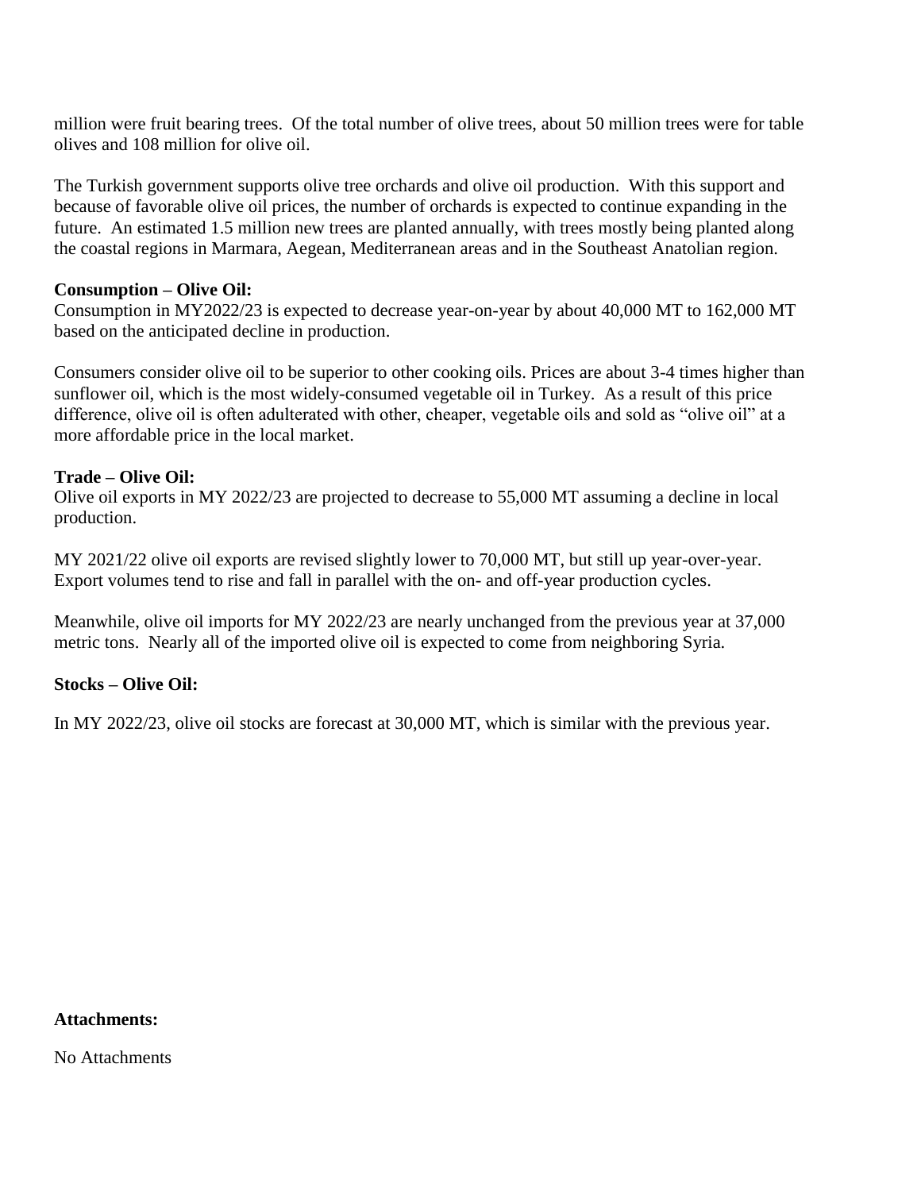million were fruit bearing trees. Of the total number of olive trees, about 50 million trees were for table olives and 108 million for olive oil.

The Turkish government supports olive tree orchards and olive oil production. With this support and because of favorable olive oil prices, the number of orchards is expected to continue expanding in the future. An estimated 1.5 million new trees are planted annually, with trees mostly being planted along the coastal regions in Marmara, Aegean, Mediterranean areas and in the Southeast Anatolian region.

**Consumption – Olive Oil:**

Consumption in MY2022/23 is expected to decrease year-on-year by about 40,000 MT to 162,000 MT based on the anticipated decline in production.

Consumers consider olive oil to be superior to other cooking oils. Prices are about 3-4 times higher than sunflower oil, which is the most widely-consumed vegetable oil in Turkey. As a result of this price difference, olive oil is often adulterated with other, cheaper, vegetable oils and sold as "olive oil" at a more affordable price in the local market.

**Trade – Olive Oil:**

Olive oil exports in MY 2022/23 are projected to decrease to 55,000 MT assuming a decline in local production.

MY 2021/22 olive oil exports are revised slightly lower to 70,000 MT, but still up year-over-year. Export volumes tend to rise and fall in parallel with the on- and off-year production cycles.

Meanwhile, olive oil imports for MY 2022/23 are nearly unchanged from the previous year at 37,000 metric tons. Nearly all of the imported olive oil is expected to come from neighboring Syria.

**Stocks – Olive Oil:**

In MY 2022/23, olive oil stocks are forecast at 30,000 MT, which is similar with the previous year.

**Attachments:**

No Attachments